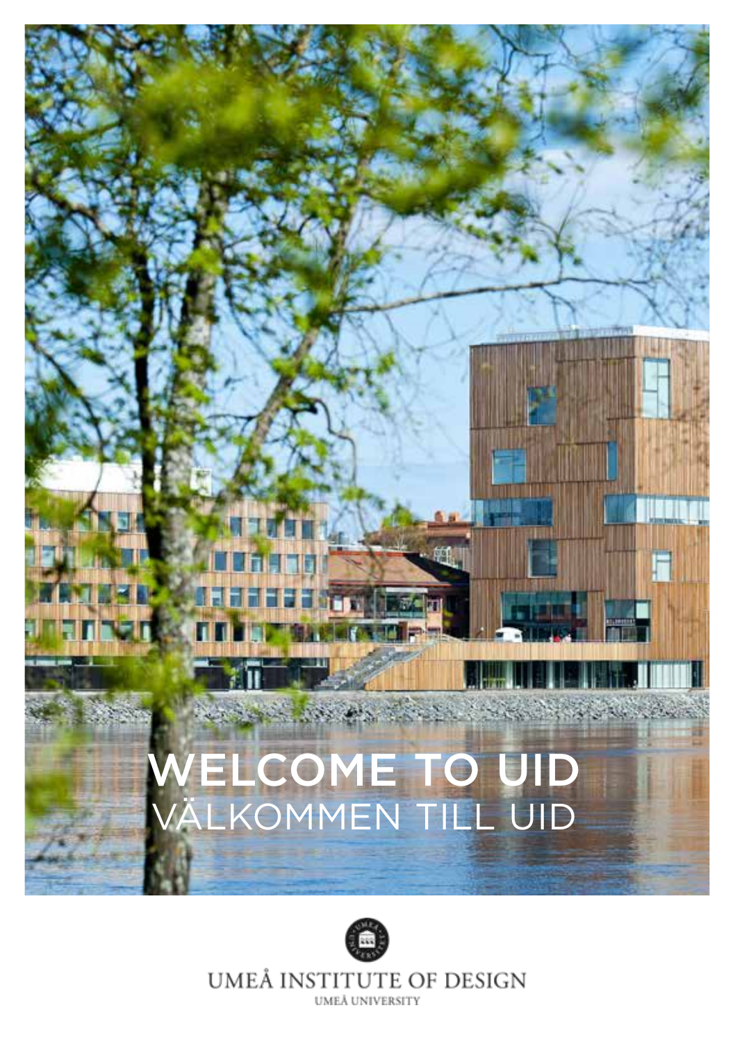# WELCOME TO UID

## VÄLKOMMEN TILL UID

UMEÅ INSTITUTE OF DESIGN

UMEÅ UNIVERSITY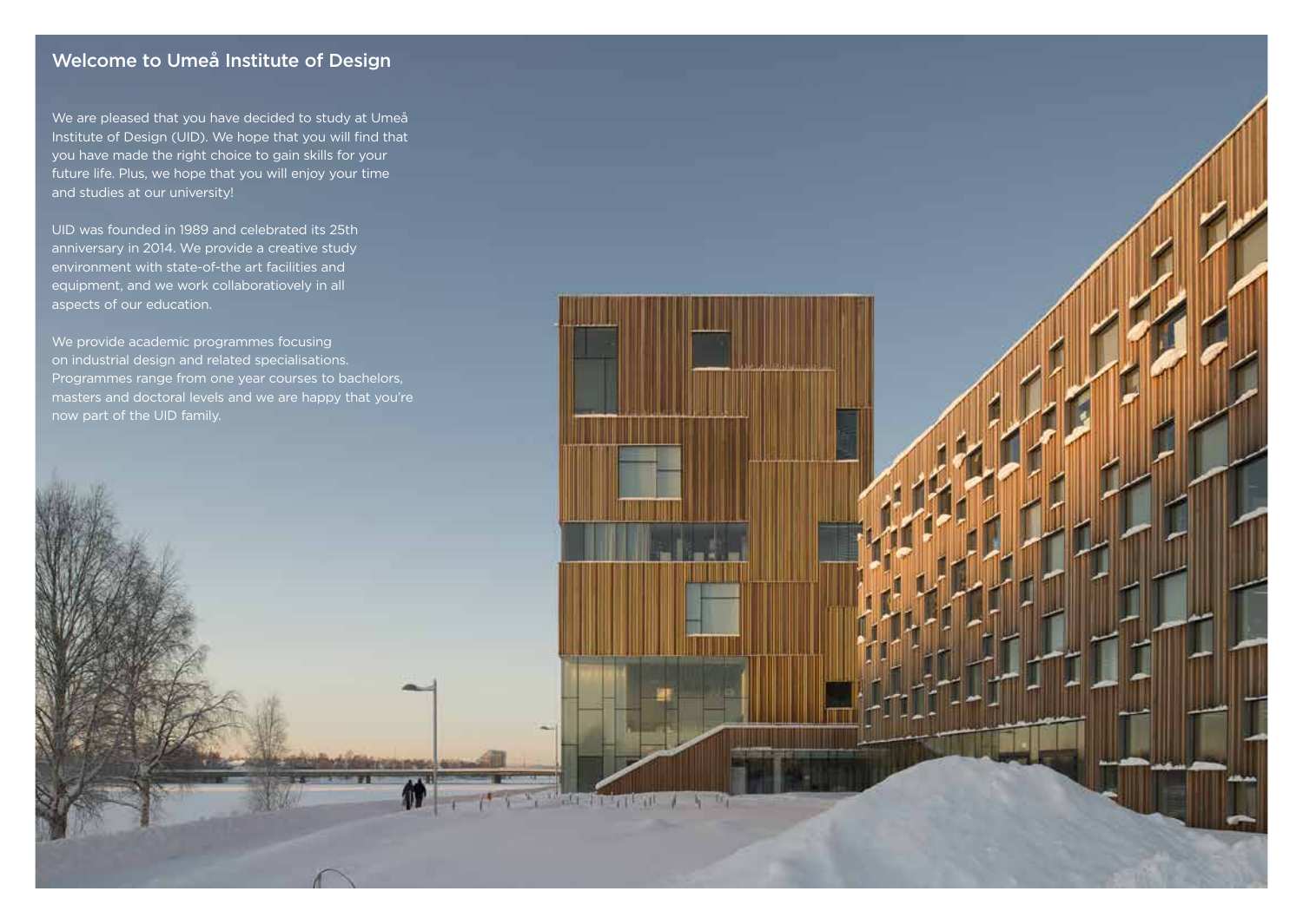## Welcome to Umeå Institute of Design

We are pleased that you have decided to study at Umeå Institute of Design (UID). We hope that you will find that you have made the right choice to gain skills for your future life. Plus, we hope that you will enjoy your time and studies at our university!

UID was founded in 1989 and celebrated its 25th anniversary in 2014. We provide a creative study environment with state-of-the art facilities and equipment, and we work collaboratiovely in all aspects of our education.

We provide academic programmes focusing on industrial design and related specialisations. Programmes range from one year courses to bachelors, masters and doctoral levels and we are happy that you're now part of the UID family.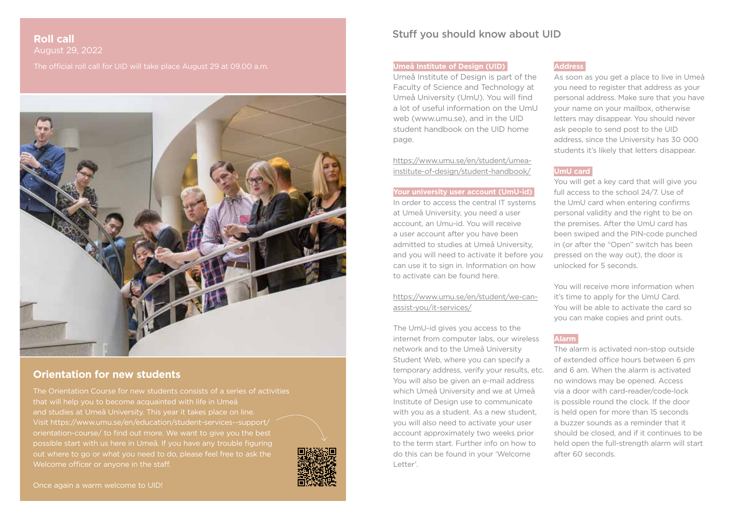## Roll call

August 29, 2022

The official roll call for UID will take place August 29 at 09.00 a.m.

## Orientation for new students

The Orientation Course for new students consists of a series of activities that will help you to become acquainted with life in Umeå and studies at Umeå University. This year it takes place on line. Visit https://www.umu.se/en/education/student-services--support/orientation-course/ to find out more. We want to give you the best possible start with us here in Umeå. If you have any trouble figuring out where to go or what you need to do, please feel free to ask the Welcome officer or anyone in the staff.

Once again a warm welcome to UID!

## Stuff you should know about UID

### Umeå Institute of Design (UID)

Umeå Institute of Design is part of the Faculty of Science and Technology at Umeå University (UmU). You will find a lot of useful information on the UmU web (www.umu.se), and in the UID student handbook on the UID home page.

https://www.umu.se/en/student/umea-institute-of-design/student-handbook/

### Your university user account (UmU-id)

In order to access the central IT systems at Umeå University, you need a user account, an Umu-id. You will receive a user account after you have been admitted to studies at Umeå University, and you will need to activate it before you can use it to sign in. Information on how to activate can be found here.

https://www.umu.se/en/student/we-can-assist-you/it-services/

The UmU-id gives you access to the internet from computer labs, our wireless network and to the Umeå University Student Web, where you can specify a temporary address, verify your results, etc. You will also be given an e-mail address which Umeå University and we at Umeå Institute of Design use to communicate with you as a student. As a new student, you will also need to activate your user account approximately two weeks prior to the term start. Further info on how to do this can be found in your 'Welcome Letter'.

### Address

As soon as you get a place to live in Umeå you need to register that address as your personal address. Make sure that you have your name on your mailbox, otherwise letters may disappear. You should never ask people to send post to the UID address, since the University has 30 000 students it's likely that letters disappear.

### UmU card

You will get a key card that will give you full access to the school 24/7. Use of the UmU card when entering confirms personal validity and the right to be on the premises. After the UmU card has been swiped and the PIN-code punched in (or after the "Open" switch has been pressed on the way out), the door is unlocked for 5 seconds.

You will receive more information when it's time to apply for the UmU Card. You will be able to activate the card so you can make copies and print outs.

### Alarm

The alarm is activated non-stop outside of extended office hours between 6 pm and 6 am. When the alarm is activated no windows may be opened. Access via a door with card-reader/code-lock is possible round the clock. If the door is held open for more than 15 seconds a buzzer sounds as a reminder that it should be closed, and if it continues to be held open the full-strength alarm will start after 60 seconds.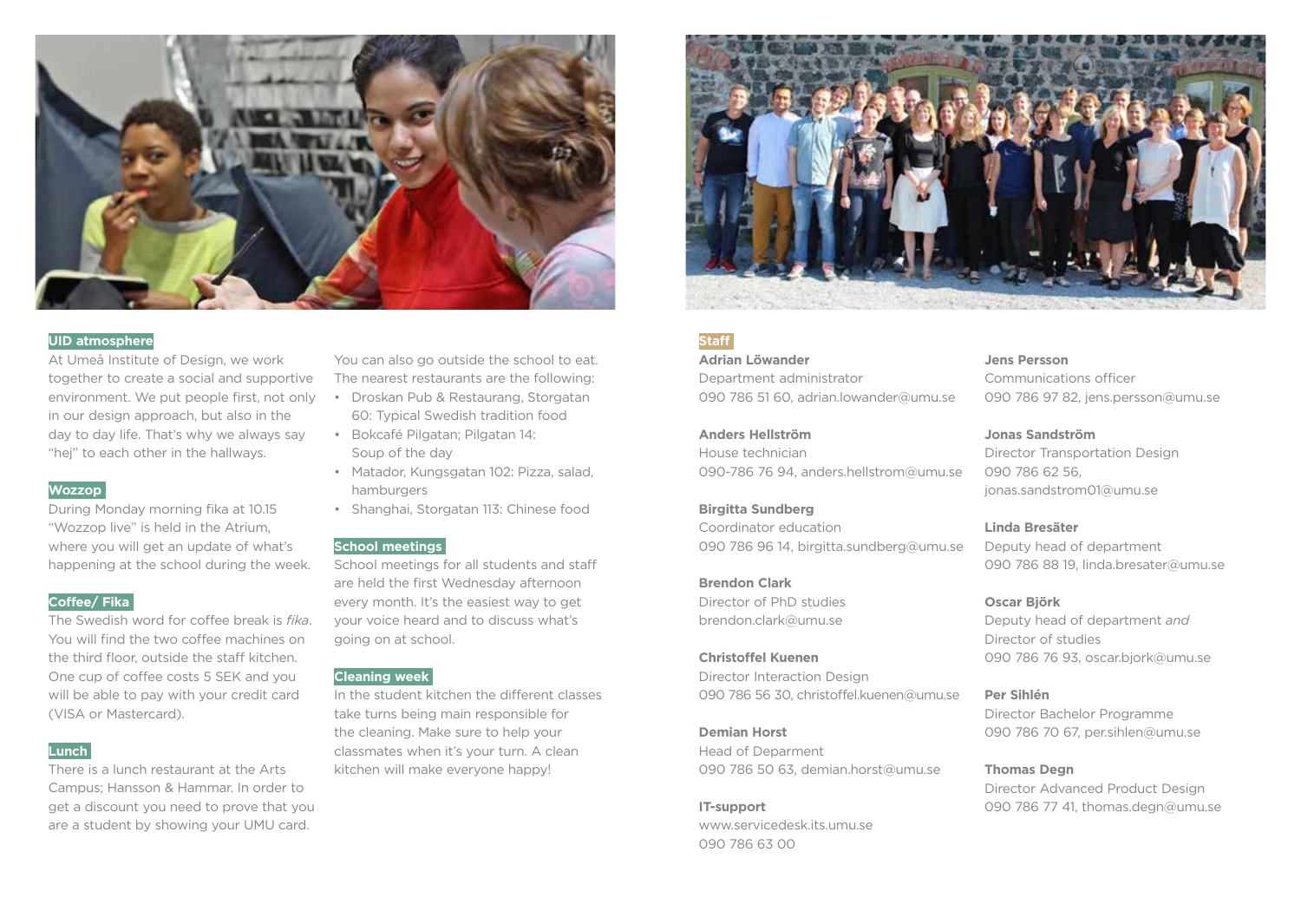## UID atmosphere

At Umeå Institute of Design, we work together to create a social and supportive environment. We put people first, not only in our design approach, but also in the day to day life. That's why we always say "hej" to each other in the hallways.

## Wozzop

During Monday morning fika at 10.15 "Wozzop live" is held in the Atrium, where you will get an update of what's happening at the school during the week.

## Coffee/ Fika

The Swedish word for coffee break is *fika*. You will find the two coffee machines on the third floor, outside the staff kitchen. One cup of coffee costs 5 SEK and you will be able to pay with your credit card (VISA or Mastercard).

## Lunch

There is a lunch restaurant at the Arts Campus; Hansson & Hammar. In order to get a discount you need to prove that you are a student by showing your UMU card.

You can also go outside the school to eat. The nearest restaurants are the following:

- Droskan Pub & Restaurang, Storgatan 60: Typical Swedish tradition food
- Bokcafé Pilgatan; Pilgatan 14: Soup of the day
- Matador, Kungsgatan 102: Pizza, salad, hamburgers
- Shanghai, Storgatan 113: Chinese food

## School meetings

School meetings for all students and staff are held the first Wednesday afternoon every month. It's the easiest way to get your voice heard and to discuss what's going on at school.

## Cleaning week

In the student kitchen the different classes take turns being main responsible for the cleaning. Make sure to help your classmates when it's your turn. A clean kitchen will make everyone happy!

## Staff

**Adrian Löwander**
Department administrator
090 786 51 60, adrian.lowander@umu.se

**Anders Hellström**
House technician
090-786 76 94, anders.hellstrom@umu.se

**Birgitta Sundberg**
Coordinator education
090 786 96 14, birgitta.sundberg@umu.se

**Brendon Clark**
Director of PhD studies
brendon.clark@umu.se

**Christoffel Kuenen**
Director Interaction Design
090 786 56 30, christoffel.kuenen@umu.se

**Demian Horst**
Head of Deparment
090 786 50 63, demian.horst@umu.se

**IT-support**
www.servicedesk.its.umu.se
090 786 63 00

**Jens Persson**
Communications officer
090 786 97 82, jens.persson@umu.se

**Jonas Sandström**
Director Transportation Design
090 786 62 56,
jonas.sandstrom01@umu.se

**Linda Bresäter**
Deputy head of department
090 786 88 19, linda.bresater@umu.se

**Oscar Björk**
Deputy head of department *and* Director of studies
090 786 76 93, oscar.bjork@umu.se

**Per Sihlén**
Director Bachelor Programme
090 786 70 67, per.sihlen@umu.se

**Thomas Degn**
Director Advanced Product Design
090 786 77 41, thomas.degn@umu.se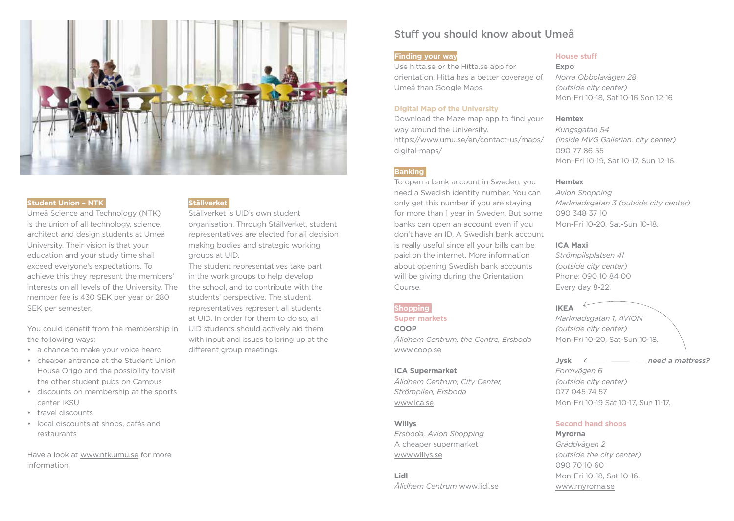### Student Union – NTK

Umeå Science and Technology (NTK) is the union of all technology, science, architect and design students at Umeå University. Their vision is that your education and your study time shall exceed everyone's expectations. To achieve this they represent the members' interests on all levels of the University. The member fee is 430 SEK per year or 280 SEK per semester.

You could benefit from the membership in the following ways:

- a chance to make your voice heard
- cheaper entrance at the Student Union House Origo and the possibility to visit the other student pubs on Campus
- discounts on membership at the sports center IKSU
- travel discounts
- local discounts at shops, cafés and restaurants

Have a look at www.ntk.umu.se for more information.

### Ställverket

Ställverket is UID's own student organisation. Through Ställverket, student representatives are elected for all decision making bodies and strategic working groups at UID.
The student representatives take part in the work groups to help develop the school, and to contribute with the students' perspective. The student representatives represent all students at UID. In order for them to do so, all UID students should actively aid them with input and issues to bring up at the different group meetings.

## Stuff you should know about Umeå

### Finding your way

Use hitta.se or the Hitta.se app for orientation. Hitta has a better coverage of Umeå than Google Maps.

### Digital Map of the University

Download the Maze map app to find your way around the University.
https://www.umu.se/en/contact-us/maps/digital-maps/

### Banking

To open a bank account in Sweden, you need a Swedish identity number. You can only get this number if you are staying for more than 1 year in Sweden. But some banks can open an account even if you don't have an ID. A Swedish bank account is really useful since all your bills can be paid on the internet. More information about opening Swedish bank accounts will be giving during the Orientation Course.

### Shopping

#### Super markets

**COOP**
*Ålidhem Centrum, the Centre, Ersboda*
www.coop.se

**ICA Supermarket**
*Ålidhem Centrum, City Center, Strömpilen, Ersboda*
www.ica.se

**Willys**
*Ersboda, Avion Shopping*
A cheaper supermarket
www.willys.se

**Lidl**
*Ålidhem Centrum* www.lidl.se

#### House stuff

**Expo**
*Norra Obbolavägen 28*
*(outside city center)*
Mon-Fri 10-18, Sat 10-16 Son 12-16

**Hemtex**
*Kungsgatan 54*
*(inside MVG Gallerian, city center)*
090 77 86 55
Mon–Fri 10-19, Sat 10-17, Sun 12-16.

**Hemtex**
*Avion Shopping*
*Marknadsgatan 3 (outside city center)*
090 348 37 10
Mon-Fri 10-20, Sat-Sun 10-18.

**ICA Maxi**
*Strömpilsplatsen 41*
*(outside city center)*
Phone: 090 10 84 00
Every day 8-22.

**IKEA**
*Marknadsgatan 1, AVION*
*(outside city center)*
Mon-Fri 10-20, Sat-Sun 10-18.

**Jysk** ← *need a mattress?*
*Formvägen 6*
*(outside city center)*
077 045 74 57
Mon-Fri 10-19 Sat 10-17, Sun 11-17.

#### Second hand shops

**Myrorna**
*Gräddvägen 2*
*(outside the city center)*
090 70 10 60
Mon-Fri 10-18, Sat 10-16.
www.myrorna.se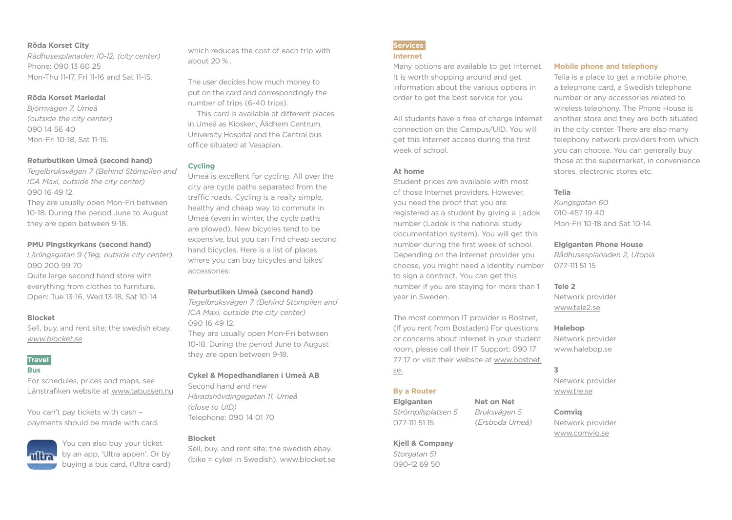**Röda Korset City**
*Rådhusesplanaden 10-12, (city center)*
Phone: 090 13 60 25
Mon-Thu 11-17, Fri 11-16 and Sat 11-15.

**Röda Korset Mariedal**
*Björnvägen 7, Umeå*
*(outside the city center)*
090 14 56 40
Mon-Fri 10-18, Sat 11-15.

**Returbutiken Umeå (second hand)**
*Tegelbruksvägen 7 (Behind Stömpilen and ICA Maxi, outside the city center)*
090 16 49 12.
They are usually open Mon-Fri between 10-18. During the period June to August they are open between 9-18.

**PMU Pingstkyrkans (second hand)**
*Lärlingsgatan 9 (Teg, outside city center).*
090 200 99 70
Quite large second hand store with everything from clothes to furniture.
Open: Tue 13-16, Wed 13-18, Sat 10-14

**Blocket**
Sell, buy, and rent site; the swedish ebay.
*www.blocket.se*

## Travel

### Bus

For schedules, prices and maps, see Länstrafiken website at www.tabussen.nu

You can't pay tickets with cash – payments should be made with card.

You can also buy your ticket by an app, 'Ultra appen'. Or by buying a bus card, (Ultra card) which reduces the cost of each trip with about 20 % .

The user decides how much money to put on the card and correspondingly the number of trips (6-40 trips).

This card is available at different places in Umeå as Kiosken, Ålidhem Centrum, University Hospital and the Central bus office situated at Vasaplan.

### Cycling

Umeå is excellent for cycling. All over the city are cycle paths separated from the traffic roads. Cycling is a really simple, healthy and cheap way to commute in Umeå (even in winter, the cycle paths are plowed). New bicycles tend to be expensive, but you can find cheap second hand bicycles. Here is a list of places where you can buy bicycles and bikes' accessories:

**Returbutiken Umeå (second hand)**
*Tegelbruksvägen 7 (Behind Stömpilen and ICA Maxi, outside the city center)*
090 16 49 12.
They are usually open Mon-Fri between 10-18. During the period June to August they are open between 9-18.

**Cykel & Mopedhandlaren i Umeå AB**
Second hand and new
*Häradshövdingegatan 11, Umeå*
*(close to UID)*
Telephone: 090 14 01 70

**Blocket**
Sell, buy, and rent site; the swedish ebay. (bike = cykel in Swedish). www.blocket.se

## Services

### Internet

Many options are available to get Internet. It is worth shopping around and get information about the various options in order to get the best service for you.

All students have a free of charge Internet connection on the Campus/UID. You will get this Internet access during the first week of school.

**At home**
Student prices are available with most of those Internet providers. However, you need the proof that you are registered as a student by giving a Ladok number (Ladok is the national study documentation system). You will get this number during the first week of school. Depending on the Internet provider you choose, you might need a identity number to sign a contract. You can get this number if you are staying for more than 1 year in Sweden.

The most common IT provider is Bostnet, (If you rent from Bostaden) For questions or concerns about Internet in your student room, please call their IT Support: 090 17 77 17 or visit their website at www.bostnet.se.

### By a Router

**Elgiganten**
*Strömpilsplatsen 5*
077-111 51 15

**Net on Net**
*Bruksvägen 5*
*(Ersboda Umeå)*

**Kjell & Company**
*Storgatan 51*
090-12 69 50

### Mobile phone and telephony

Telia is a place to get a mobile phone, a telephone card, a Swedish telephone number or any accessories related to wireless telephony. The Phone House is another store and they are both situated in the city center. There are also many telephony network providers from which you can choose. You can generally buy those at the supermarket, in convenience stores, electronic stores etc.

**Telia**
*Kungsgatan 60*
010-457 19 40
Mon-Fri 10-18 and Sat 10-14.

**Elgiganten Phone House**
*Rådhusesplanaden 2, Utopia*
077-111 51 15

**Tele 2**
Network provider
www.tele2.se

**Halebop**
Network provider
www.halebop.se

**3**
Network provider
www.tre.se

**Comviq**
Network provider
www.comviq.se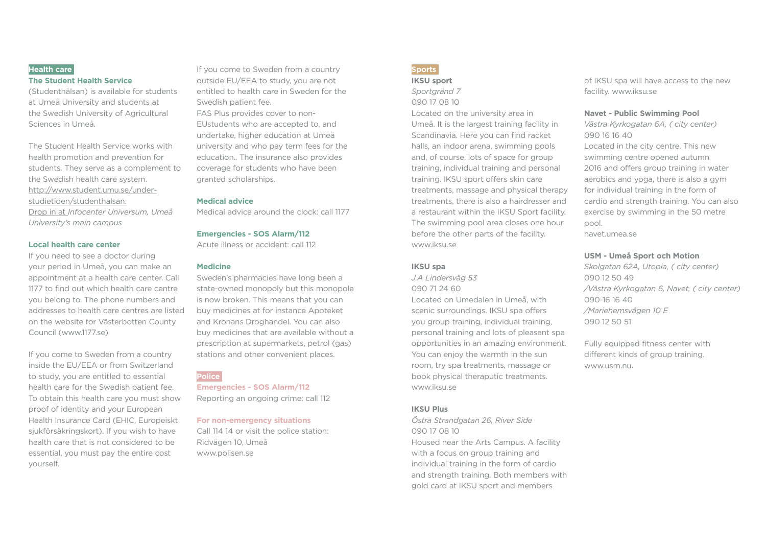## Health care

### The Student Health Service

(Studenthälsan) is available for students at Umeå University and students at the Swedish University of Agricultural Sciences in Umeå.

The Student Health Service works with health promotion and prevention for students. They serve as a complement to the Swedish health care system. http://www.student.umu.se/under-studietiden/studenthalsan.
Drop in at *Infocenter Universum, Umeå University's main campus*

### Local health care center

If you need to see a doctor during your period in Umeå, you can make an appointment at a health care center. Call 1177 to find out which health care centre you belong to. The phone numbers and addresses to health care centres are listed on the website for Västerbotten County Council (www.1177.se)

If you come to Sweden from a country inside the EU/EEA or from Switzerland to study, you are entitled to essential health care for the Swedish patient fee. To obtain this health care you must show proof of identity and your European Health Insurance Card (EHIC, Europeiskt sjukförsäkringskort). If you wish to have health care that is not considered to be essential, you must pay the entire cost yourself.

If you come to Sweden from a country outside EU/EEA to study, you are not entitled to health care in Sweden for the Swedish patient fee.
FAS Plus provides cover to non-EUstudents who are accepted to, and undertake, higher education at Umeå university and who pay term fees for the education.. The insurance also provides coverage for students who have been granted scholarships.

### Medical advice

Medical advice around the clock: call 1177

### Emergencies - SOS Alarm/112

Acute illness or accident: call 112

### Medicine

Sweden's pharmacies have long been a state-owned monopoly but this monopole is now broken. This means that you can buy medicines at for instance Apoteket and Kronans Droghandel. You can also buy medicines that are available without a prescription at supermarkets, petrol (gas) stations and other convenient places.

## Police

### Emergencies - SOS Alarm/112

Reporting an ongoing crime: call 112

### For non-emergency situations

Call 114 14 or visit the police station:
Ridvägen 10, Umeå
www.polisen.se

## Sports

### IKSU sport

*Sportgränd 7*
090 17 08 10
Located on the university area in Umeå. It is the largest training facility in Scandinavia. Here you can find racket halls, an indoor arena, swimming pools and, of course, lots of space for group training, individual training and personal training. IKSU sport offers skin care treatments, massage and physical therapy treatments, there is also a hairdresser and a restaurant within the IKSU Sport facility. The swimming pool area closes one hour before the other parts of the facility.
www.iksu.se

### IKSU spa

*J.A Lindersväg 53*
090 71 24 60
Located on Umedalen in Umeå, with scenic surroundings. IKSU spa offers you group training, individual training, personal training and lots of pleasant spa opportunities in an amazing environment. You can enjoy the warmth in the sun room, try spa treatments, massage or book physical theraputic treatments.
www.iksu.se

### IKSU Plus

*Östra Strandgatan 26, River Side*
090 17 08 10
Housed near the Arts Campus. A facility with a focus on group training and individual training in the form of cardio and strength training. Both members with gold card at IKSU sport and members of IKSU spa will have access to the new facility. www.iksu.se

### Navet - Public Swimming Pool

*Västra Kyrkogatan 6A, ( city center)*
090 16 16 40
Located in the city centre. This new swimming centre opened autumn 2016 and offers group training in water aerobics and yoga, there is also a gym for individual training in the form of cardio and strength training. You can also exercise by swimming in the 50 metre pool.
navet.umea.se

### USM - Umeå Sport och Motion

*Skolgatan 62A, Utopia, ( city center)*
090 12 50 49
*/Västra Kyrkogatan 6, Navet, ( city center)*
090-16 16 40
*/Mariehemsvägen 10 E*
090 12 50 51

Fully equipped fitness center with different kinds of group training.
www.usm.nu.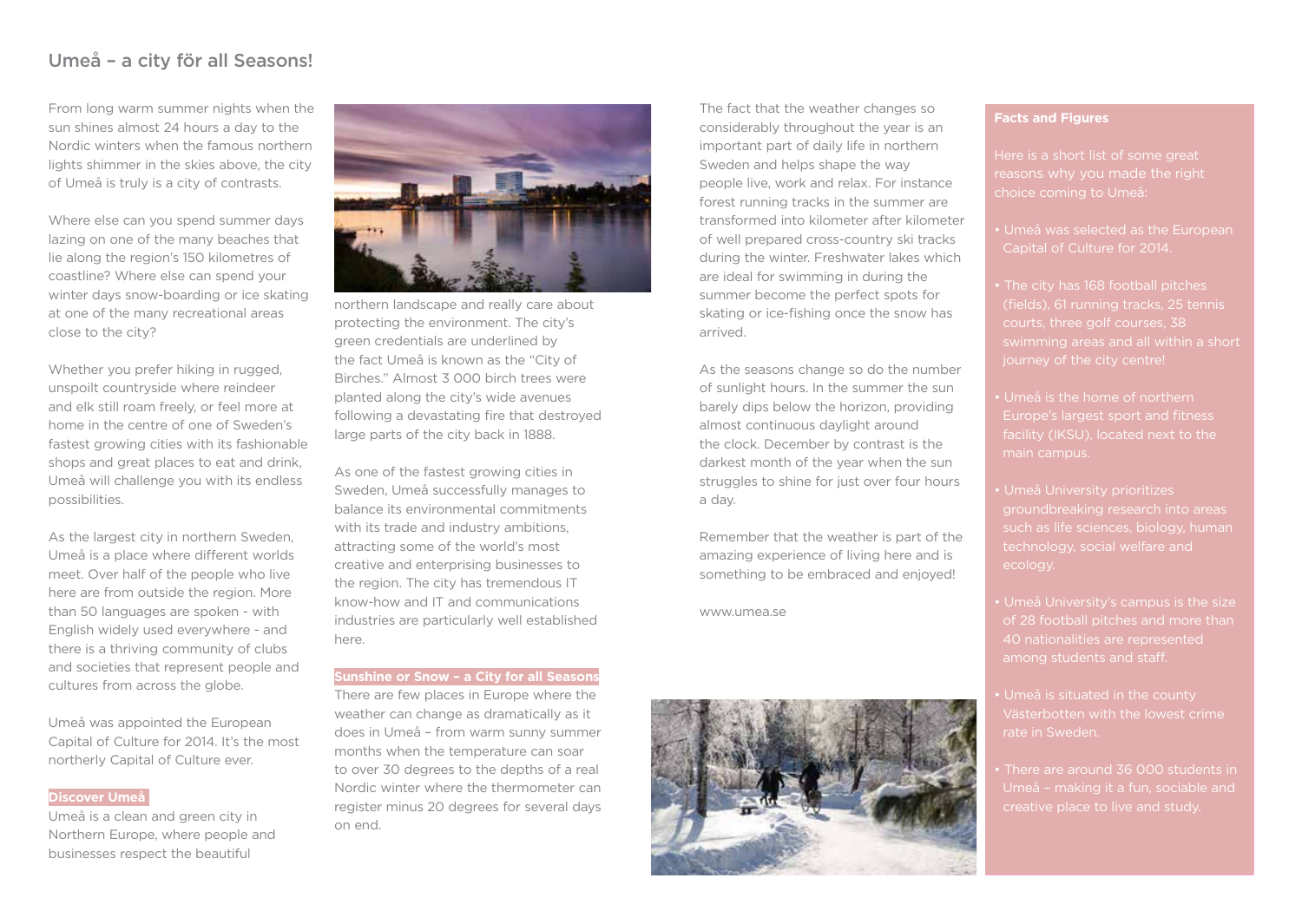## Umeå – a city för all Seasons!

From long warm summer nights when the sun shines almost 24 hours a day to the Nordic winters when the famous northern lights shimmer in the skies above, the city of Umeå is truly is a city of contrasts.

Where else can you spend summer days lazing on one of the many beaches that lie along the region's 150 kilometres of coastline? Where else can spend your winter days snow-boarding or ice skating at one of the many recreational areas close to the city?

Whether you prefer hiking in rugged, unspoilt countryside where reindeer and elk still roam freely, or feel more at home in the centre of one of Sweden's fastest growing cities with its fashionable shops and great places to eat and drink, Umeå will challenge you with its endless possibilities.

As the largest city in northern Sweden, Umeå is a place where different worlds meet. Over half of the people who live here are from outside the region. More than 50 languages are spoken - with English widely used everywhere - and there is a thriving community of clubs and societies that represent people and cultures from across the globe.

Umeå was appointed the European Capital of Culture for 2014. It's the most northerly Capital of Culture ever.

**Discover Umeå**

Umeå is a clean and green city in Northern Europe, where people and businesses respect the beautiful northern landscape and really care about protecting the environment. The city's green credentials are underlined by the fact Umeå is known as the "City of Birches." Almost 3 000 birch trees were planted along the city's wide avenues following a devastating fire that destroyed large parts of the city back in 1888.

As one of the fastest growing cities in Sweden, Umeå successfully manages to balance its environmental commitments with its trade and industry ambitions, attracting some of the world's most creative and enterprising businesses to the region. The city has tremendous IT know-how and IT and communications industries are particularly well established here.

**Sunshine or Snow – a City for all Seasons**

There are few places in Europe where the weather can change as dramatically as it does in Umeå – from warm sunny summer months when the temperature can soar to over 30 degrees to the depths of a real Nordic winter where the thermometer can register minus 20 degrees for several days on end.

The fact that the weather changes so considerably throughout the year is an important part of daily life in northern Sweden and helps shape the way people live, work and relax. For instance forest running tracks in the summer are transformed into kilometer after kilometer of well prepared cross-country ski tracks during the winter. Freshwater lakes which are ideal for swimming in during the summer become the perfect spots for skating or ice-fishing once the snow has arrived.

As the seasons change so do the number of sunlight hours. In the summer the sun barely dips below the horizon, providing almost continuous daylight around the clock. December by contrast is the darkest month of the year when the sun struggles to shine for just over four hours a day.

Remember that the weather is part of the amazing experience of living here and is something to be embraced and enjoyed!

www.umea.se

**Facts and Figures**

Here is a short list of some great reasons why you made the right choice coming to Umeå:

- Umeå was selected as the European Capital of Culture for 2014.
- The city has 168 football pitches (fields), 61 running tracks, 25 tennis courts, three golf courses, 38 swimming areas and all within a short journey of the city centre!
- Umeå is the home of northern Europe's largest sport and fitness facility (IKSU), located next to the main campus.
- Umeå University prioritizes groundbreaking research into areas such as life sciences, biology, human technology, social welfare and ecology.
- Umeå University's campus is the size of 28 football pitches and more than 40 nationalities are represented among students and staff.
- Umeå is situated in the county Västerbotten with the lowest crime rate in Sweden.
- There are around 36 000 students in Umeå – making it a fun, sociable and creative place to live and study.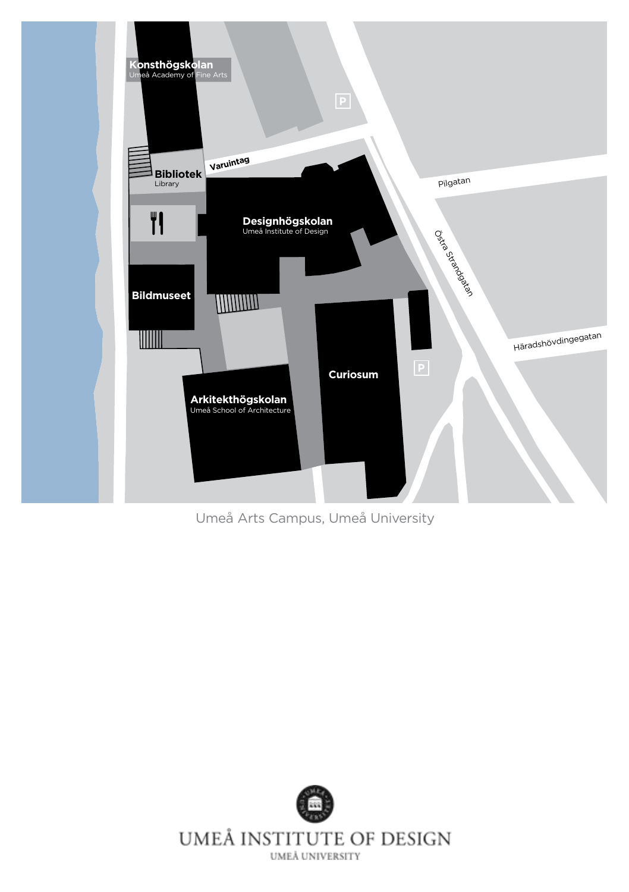Konsthögskolan
Umeå Academy of Fine Arts

Bibliotek
Library

Varuintag

Designhögskolan
Umeå Institute of Design

Pilgatan

Östra Strandgatan

Bildmuseet

Häradshövdingegatan

Curiosum

Arkitekthögskolan
Umeå School of Architecture

P

P

Umeå Arts Campus, Umeå University

UMEÅ INSTITUTE OF DESIGN
UMEÅ UNIVERSITY